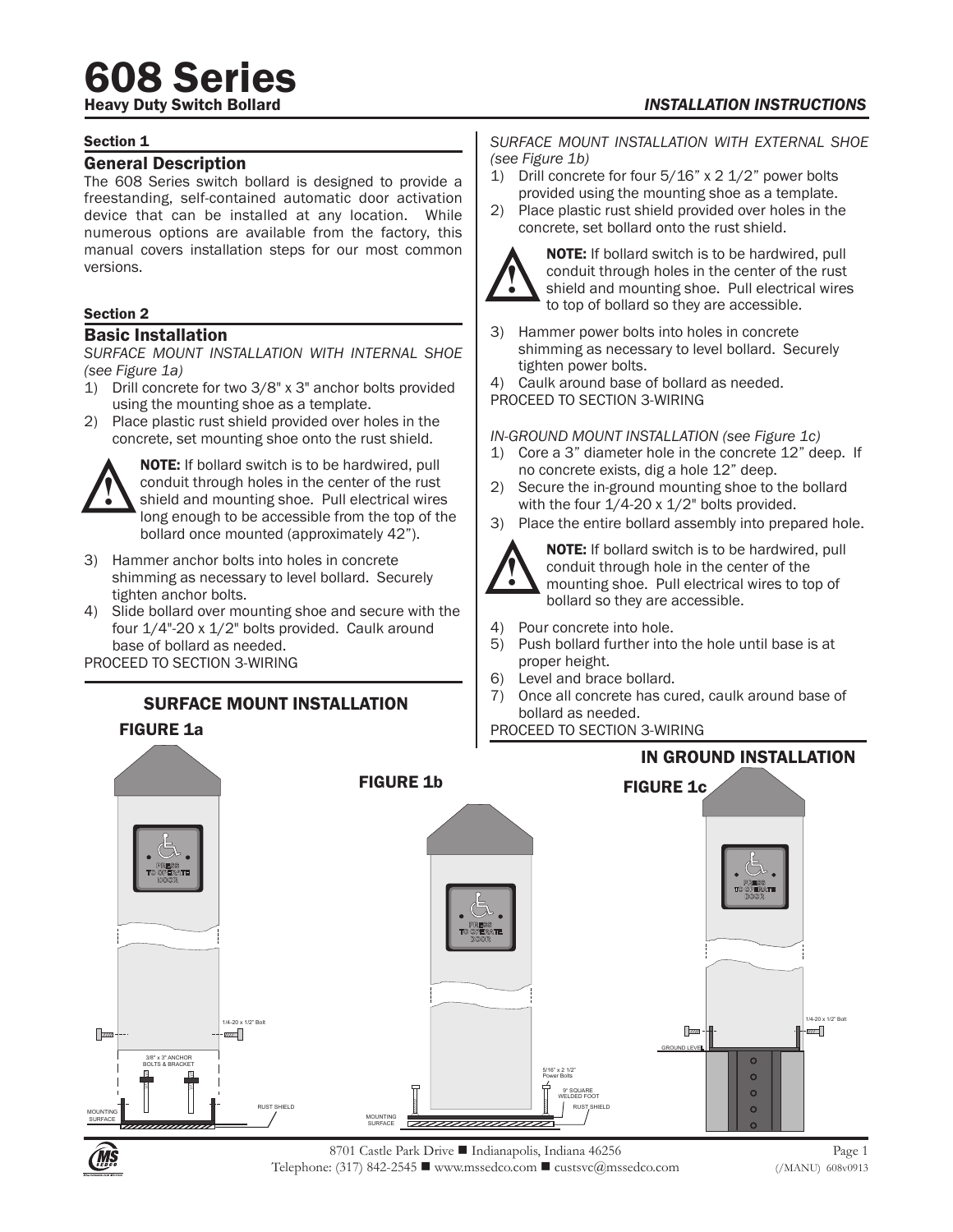# 608 Series

**Heavy Duty Switch Bollard**

*INSTALLATION INSTRUCTIONS*

### Section 1

## General Description

The 608 Series switch bollard is designed to provide a freestanding, self-contained automatic door activation device that can be installed at any location. While numerous options are available from the factory, this manual covers installation steps for our most common versions.

### Section 2

## Basic Installation

*SURFACE MOUNT INSTALLATION WITH INTERNAL SHOE (see Figure 1a)*

1) Drill concrete for two 3/8" x 3" anchor bolts provided using the mounting shoe as a template.
2) Place plastic rust shield provided over holes in the concrete, set mounting shoe onto the rust shield.

**NOTE:** If bollard switch is to be hardwired, pull conduit through holes in the center of the rust shield and mounting shoe. Pull electrical wires long enough to be accessible from the top of the bollard once mounted (approximately 42").

3) Hammer anchor bolts into holes in concrete shimming as necessary to level bollard. Securely tighten anchor bolts.
4) Slide bollard over mounting shoe and secure with the four 1/4"-20 x 1/2" bolts provided. Caulk around base of bollard as needed.

PROCEED TO SECTION 3-WIRING

*SURFACE MOUNT INSTALLATION WITH EXTERNAL SHOE (see Figure 1b)*

1) Drill concrete for four 5/16" x 2 1/2" power bolts provided using the mounting shoe as a template.
2) Place plastic rust shield provided over holes in the concrete, set bollard onto the rust shield.

**NOTE:** If bollard switch is to be hardwired, pull conduit through holes in the center of the rust shield and mounting shoe. Pull electrical wires to top of bollard so they are accessible.

3) Hammer power bolts into holes in concrete shimming as necessary to level bollard. Securely tighten power bolts.
4) Caulk around base of bollard as needed.

PROCEED TO SECTION 3-WIRING

*IN-GROUND MOUNT INSTALLATION (see Figure 1c)*

1) Core a 3" diameter hole in the concrete 12" deep. If no concrete exists, dig a hole 12" deep.
2) Secure the in-ground mounting shoe to the bollard with the four 1/4-20 x 1/2" bolts provided.
3) Place the entire bollard assembly into prepared hole.

**NOTE:** If bollard switch is to be hardwired, pull conduit through hole in the center of the mounting shoe. Pull electrical wires to top of bollard so they are accessible.

4) Pour concrete into hole.
5) Push bollard further into the hole until base is at proper height.
6) Level and brace bollard.
7) Once all concrete has cured, caulk around base of bollard as needed.

PROCEED TO SECTION 3-WIRING

### SURFACE MOUNT INSTALLATION

**FIGURE 1a**

PRESS TO OPERATE DOOR

1/4-20 x 1/2" Bolt

3/8" x 3" ANCHOR BOLTS & BRACKET

MOUNTING SURFACE

RUST SHIELD

**FIGURE 1b**

PRESS TO OPERATE DOOR

5/16" x 2 1/2" Power Bolts

9" SQUARE WELDED FOOT

RUST SHIELD

MOUNTING SURFACE

### IN GROUND INSTALLATION

**FIGURE 1c**

PRESS TO OPERATE DOOR

1/4-20 x 1/2" Bolt

GROUND LEVEL

8701 Castle Park Drive ■ Indianapolis, Indiana 46256
Telephone: (317) 842-2545 ■ www.mssedco.com ■ custsvc@mssedco.com

(/MANU) 608v0913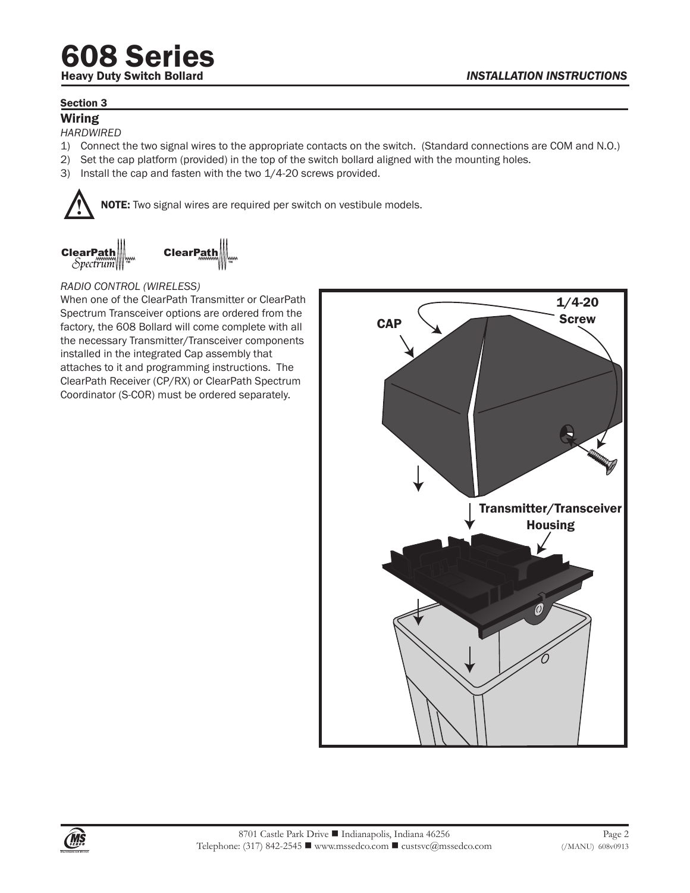## Section 3

### Wiring

*HARDWIRED*

1) Connect the two signal wires to the appropriate contacts on the switch. (Standard connections are COM and N.O.)
2) Set the cap platform (provided) in the top of the switch bollard aligned with the mounting holes.
3) Install the cap and fasten with the two 1/4-20 screws provided.

**NOTE:** Two signal wires are required per switch on vestibule models.

*RADIO CONTROL (WIRELESS)*

When one of the ClearPath Transmitter or ClearPath Spectrum Transceiver options are ordered from the factory, the 608 Bollard will come complete with all the necessary Transmitter/Transceiver components installed in the integrated Cap assembly that attaches to it and programming instructions. The ClearPath Receiver (CP/RX) or ClearPath Spectrum Coordinator (S-COR) must be ordered separately.

CAP

1/4-20 Screw

Transmitter/Transceiver Housing